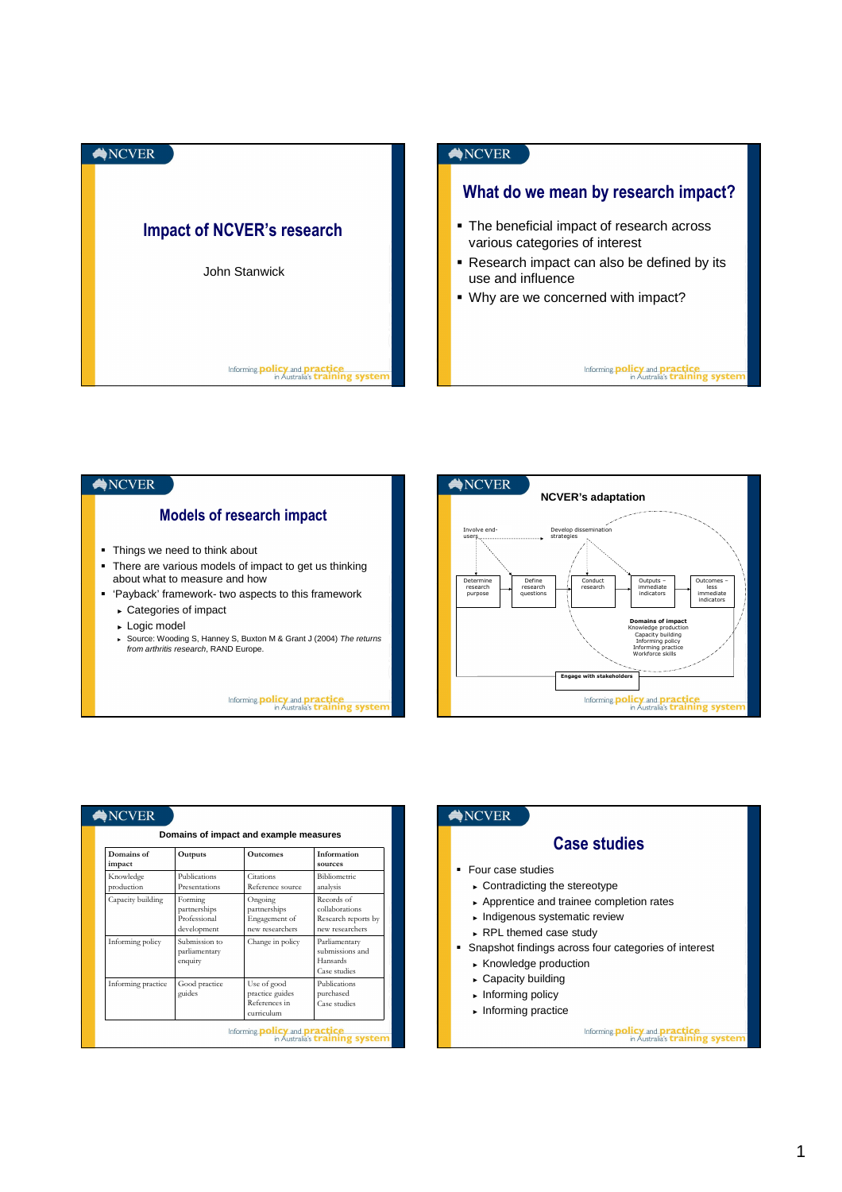# Impact of NCVER's research

John Stanwick

## What do we mean by research impact?

- The beneficial impact of research across various categories of interest
- Research impact can also be defined by its use and influence
- Why are we concerned with impact?

## Models of research impact

- Things we need to think about
- There are various models of impact to get us thinking about what to measure and how
- 'Payback' framework- two aspects to this framework
  - Categories of impact
  - Logic model
  - Source: Wooding S, Hanney S, Buxton M & Grant J (2004) *The returns from arthritis research*, RAND Europe.

## NCVER's adaptation

Involve end-users → Develop dissemination strategies

Determine research purpose → Define research questions → Conduct research → Outputs – immediate indicators → Outcomes – less immediate indicators

**Domains of impact**
Knowledge production
Capacity building
Informing policy
Informing practice
Workforce skills

**Engage with stakeholders**

## Domains of impact and example measures

| Domains of impact | Outputs | Outcomes | Information sources |
|---|---|---|---|
| Knowledge production | Publications Presentations | Citations Reference source | Bibliometric analysis |
| Capacity building | Forming partnerships Professional development | Ongoing partnerships Engagement of new researchers | Records of collaborations Research reports by new researchers |
| Informing policy | Submission to parliamentary enquiry | Change in policy | Parliamentary submissions and Hansards Case studies |
| Informing practice | Good practice guides | Use of good practice guides References in curriculum | Publications purchased Case studies |

## Case studies

- Four case studies
  - Contradicting the stereotype
  - Apprentice and trainee completion rates
  - Indigenous systematic review
  - RPL themed case study
- Snapshot findings across four categories of interest
  - Knowledge production
  - Capacity building
  - Informing policy
  - Informing practice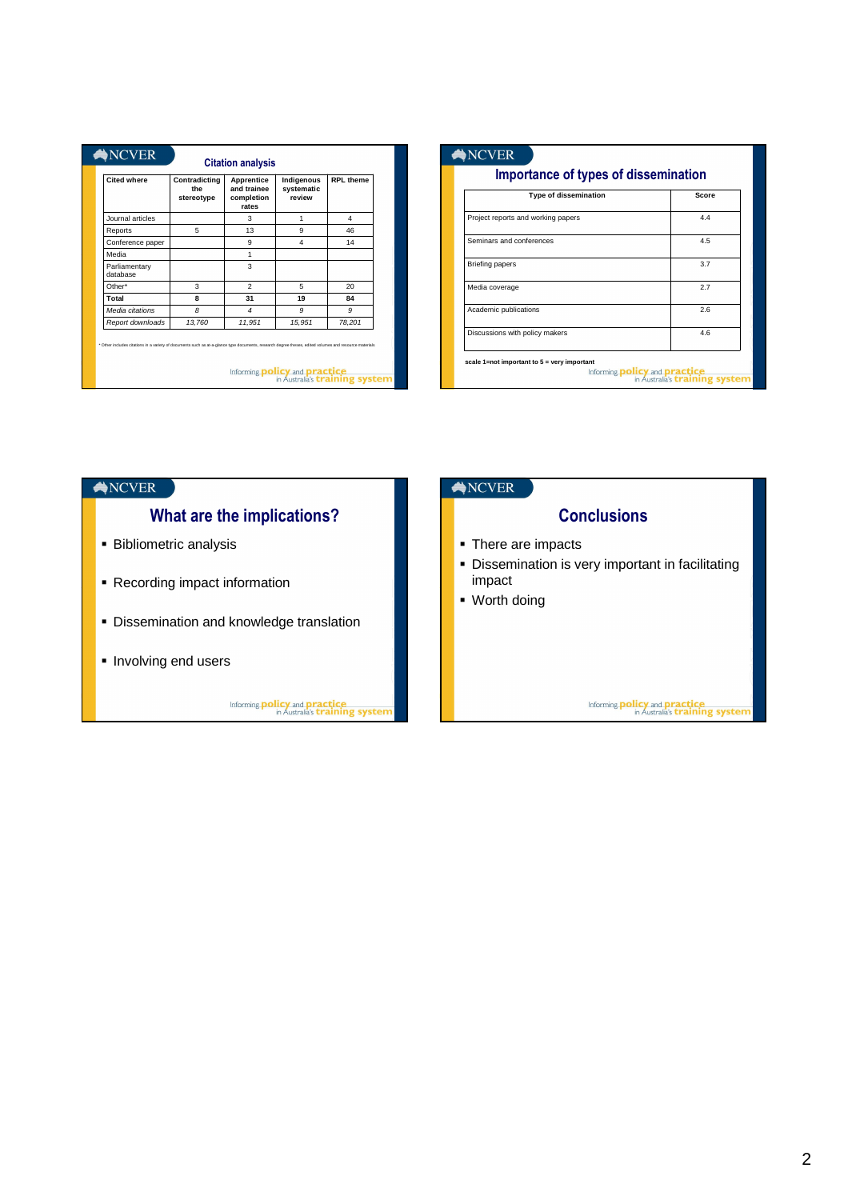## Citation analysis

| Cited where | Contradicting the stereotype | Apprentice and trainee completion rates | Indigenous systematic review | RPL theme |
|---|---|---|---|---|
| Journal articles | | 3 | 1 | 4 |
| Reports | 5 | 13 | 9 | 46 |
| Conference paper | | 9 | 4 | 14 |
| Media | | 1 | | |
| Parliamentary database | | 3 | | |
| Other* | 3 | 2 | 5 | 20 |
| **Total** | **8** | **31** | **19** | **84** |
| *Media citations* | *8* | *4* | *9* | *9* |
| *Report downloads* | *13,760* | *11,951* | *15,951* | *78,201* |

* Other includes citations in a variety of documents such as at-a-glance type documents, research degree theses, edited volumes and resource materials

## Importance of types of dissemination

| Type of dissemination | Score |
|---|---|
| Project reports and working papers | 4.4 |
| Seminars and conferences | 4.5 |
| Briefing papers | 3.7 |
| Media coverage | 2.7 |
| Academic publications | 2.6 |
| Discussions with policy makers | 4.6 |

**scale 1=not important to 5 = very important**

## What are the implications?

- Bibliometric analysis
- Recording impact information
- Dissemination and knowledge translation
- Involving end users

## Conclusions

- There are impacts
- Dissemination is very important in facilitating impact
- Worth doing